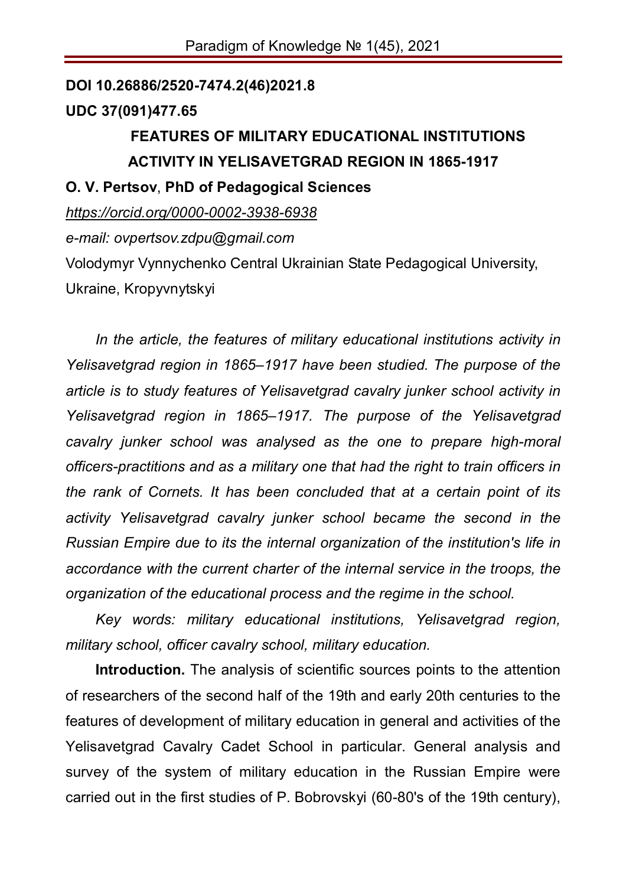**DOI 10.26886/2520-7474.2(46)2021.8**

**UDC 37(091)477.65**

# FEATURES OF MILITARY EDUCATIONAL INSTITUTIONS ACTIVITY IN YELISAVETGRAD REGION IN 1865-1917

**O. V. Pertsov**, **PhD of Pedagogical Sciences**

*https://orcid.org/0000-0002-3938-6938*

*e-mail: ovpertsov.zdpu@gmail.com*

Volodymyr Vynnychenko Central Ukrainian State Pedagogical University, Ukraine, Kropyvnytskyi

*In the article, the features of military educational institutions activity in Yelisavetgrad region in 1865–1917 have been studied. The purpose of the article is to study features of Yelisavetgrad cavalry junker school activity in Yelisavetgrad region in 1865–1917. The purpose of the Yelisavetgrad cavalry junker school was analysed as the one to prepare high-moral officers-practitions and as a military one that had the right to train officers in the rank of Cornets. It has been concluded that at a certain point of its activity Yelisavetgrad cavalry junker school became the second in the Russian Empire due to its the internal organization of the institution's life in accordance with the current charter of the internal service in the troops, the organization of the educational process and the regime in the school.*

*Key words: military educational institutions, Yelisavetgrad region, military school, officer cavalry school, military education.*

**Introduction.** The analysis of scientific sources points to the attention of researchers of the second half of the 19th and early 20th centuries to the features of development of military education in general and activities of the Yelisavetgrad Cavalry Cadet School in particular. General analysis and survey of the system of military education in the Russian Empire were carried out in the first studies of P. Bobrovskyi (60-80's of the 19th century),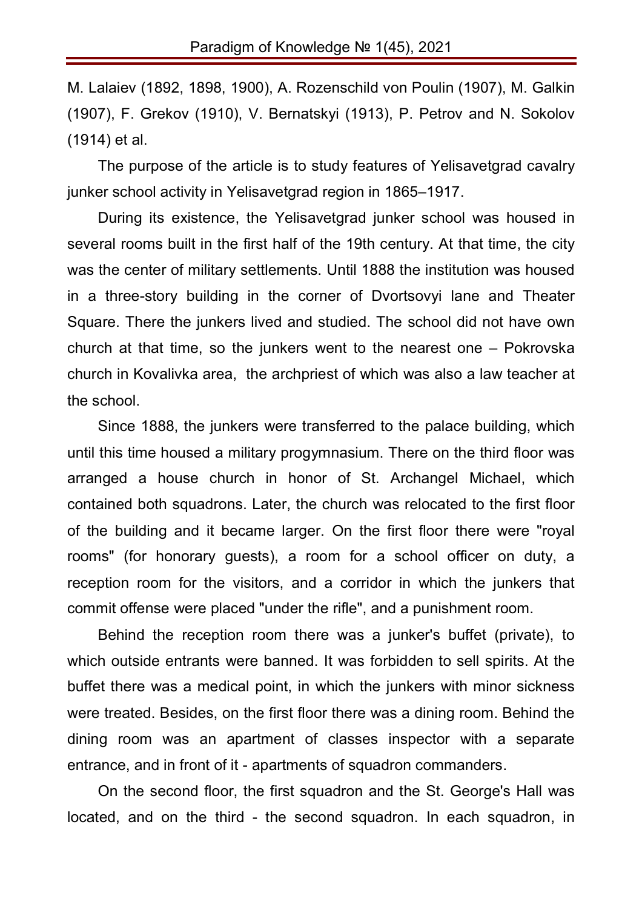M. Lalaiev (1892, 1898, 1900), A. Rozenschild von Poulin (1907), M. Galkin (1907), F. Grekov (1910), V. Bernatskyi (1913), P. Petrov and N. Sokolov (1914) et al.

The purpose of the article is to study features of Yelisavetgrad cavalry junker school activity in Yelisavetgrad region in 1865–1917.

During its existence, the Yelisavetgrad junker school was housed in several rooms built in the first half of the 19th century. At that time, the city was the center of military settlements. Until 1888 the institution was housed in a three-story building in the corner of Dvortsovyi lane and Theater Square. There the junkers lived and studied. The school did not have own church at that time, so the junkers went to the nearest one – Pokrovska church in Kovalivka area, the archpriest of which was also a law teacher at the school.

Since 1888, the junkers were transferred to the palace building, which until this time housed a military progymnasium. There on the third floor was arranged a house church in honor of St. Archangel Michael, which contained both squadrons. Later, the church was relocated to the first floor of the building and it became larger. On the first floor there were "royal rooms" (for honorary guests), a room for a school officer on duty, a reception room for the visitors, and a corridor in which the junkers that commit offense were placed "under the rifle", and a punishment room.

Behind the reception room there was a junker's buffet (private), to which outside entrants were banned. It was forbidden to sell spirits. At the buffet there was a medical point, in which the junkers with minor sickness were treated. Besides, on the first floor there was a dining room. Behind the dining room was an apartment of classes inspector with a separate entrance, and in front of it - apartments of squadron commanders.

On the second floor, the first squadron and the St. George's Hall was located, and on the third - the second squadron. In each squadron, in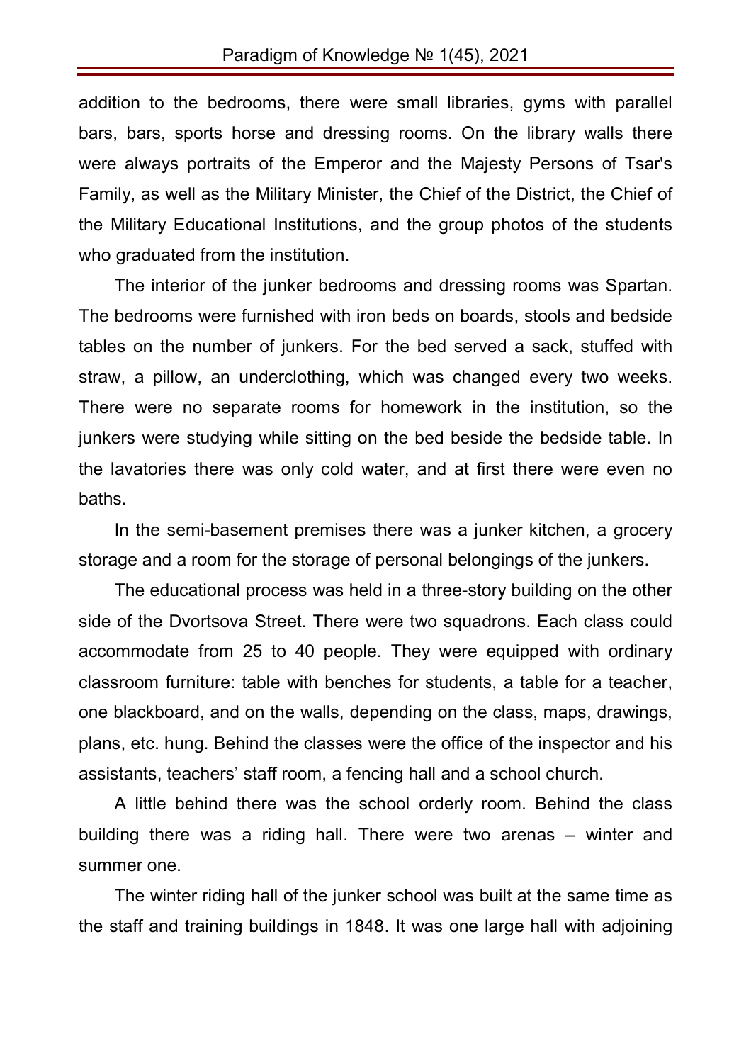addition to the bedrooms, there were small libraries, gyms with parallel bars, bars, sports horse and dressing rooms. On the library walls there were always portraits of the Emperor and the Majesty Persons of Tsar's Family, as well as the Military Minister, the Chief of the District, the Chief of the Military Educational Institutions, and the group photos of the students who graduated from the institution.

The interior of the junker bedrooms and dressing rooms was Spartan. The bedrooms were furnished with iron beds on boards, stools and bedside tables on the number of junkers. For the bed served a sack, stuffed with straw, a pillow, an underclothing, which was changed every two weeks. There were no separate rooms for homework in the institution, so the junkers were studying while sitting on the bed beside the bedside table. In the lavatories there was only cold water, and at first there were even no baths.

In the semi-basement premises there was a junker kitchen, a grocery storage and a room for the storage of personal belongings of the junkers.

The educational process was held in a three-story building on the other side of the Dvortsova Street. There were two squadrons. Each class could accommodate from 25 to 40 people. They were equipped with ordinary classroom furniture: table with benches for students, a table for a teacher, one blackboard, and on the walls, depending on the class, maps, drawings, plans, etc. hung. Behind the classes were the office of the inspector and his assistants, teachers' staff room, a fencing hall and a school church.

A little behind there was the school orderly room. Behind the class building there was a riding hall. There were two arenas – winter and summer one.

The winter riding hall of the junker school was built at the same time as the staff and training buildings in 1848. It was one large hall with adjoining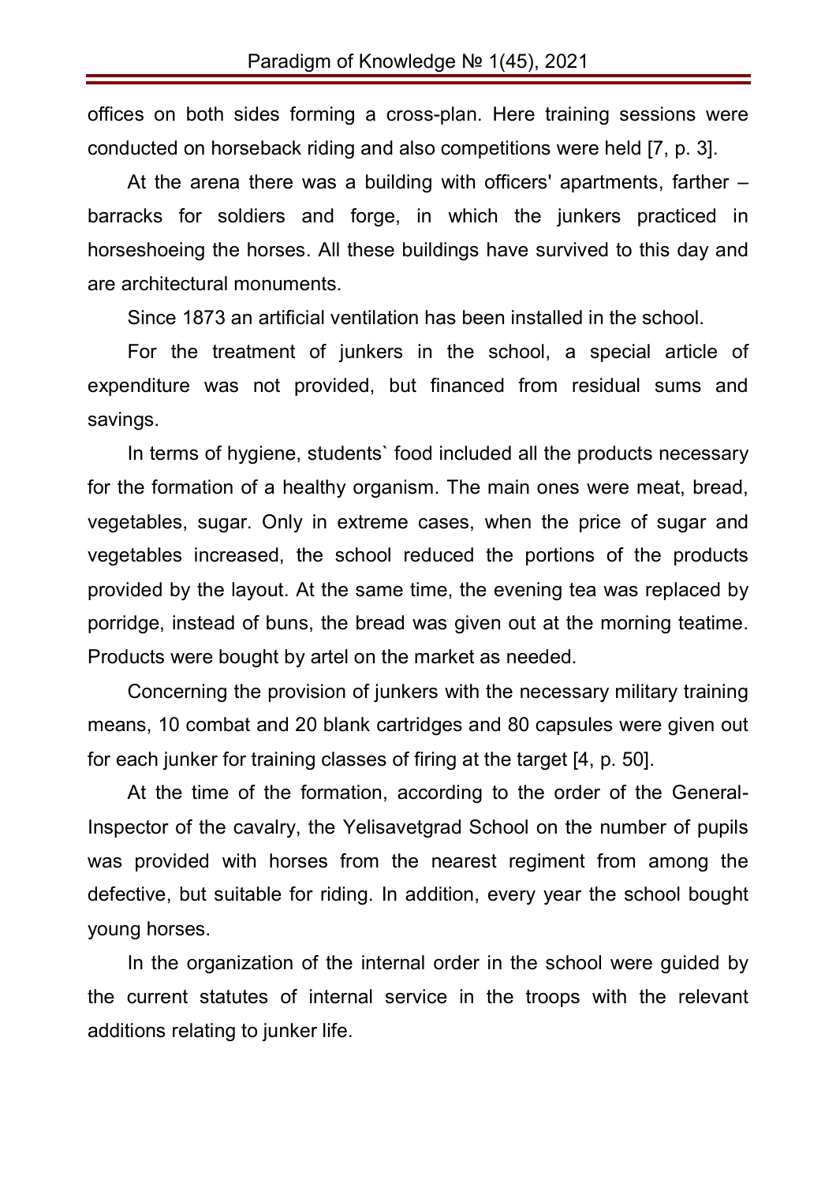offices on both sides forming a cross-plan. Here training sessions were conducted on horseback riding and also competitions were held [7, p. 3].

At the arena there was a building with officers' apartments, farther – barracks for soldiers and forge, in which the junkers practiced in horseshoeing the horses. All these buildings have survived to this day and are architectural monuments.

Since 1873 an artificial ventilation has been installed in the school.

For the treatment of junkers in the school, a special article of expenditure was not provided, but financed from residual sums and savings.

In terms of hygiene, students` food included all the products necessary for the formation of a healthy organism. The main ones were meat, bread, vegetables, sugar. Only in extreme cases, when the price of sugar and vegetables increased, the school reduced the portions of the products provided by the layout. At the same time, the evening tea was replaced by porridge, instead of buns, the bread was given out at the morning teatime. Products were bought by artel on the market as needed.

Concerning the provision of junkers with the necessary military training means, 10 combat and 20 blank cartridges and 80 capsules were given out for each junker for training classes of firing at the target [4, p. 50].

At the time of the formation, according to the order of the General-Inspector of the cavalry, the Yelisavetgrad School on the number of pupils was provided with horses from the nearest regiment from among the defective, but suitable for riding. In addition, every year the school bought young horses.

In the organization of the internal order in the school were guided by the current statutes of internal service in the troops with the relevant additions relating to junker life.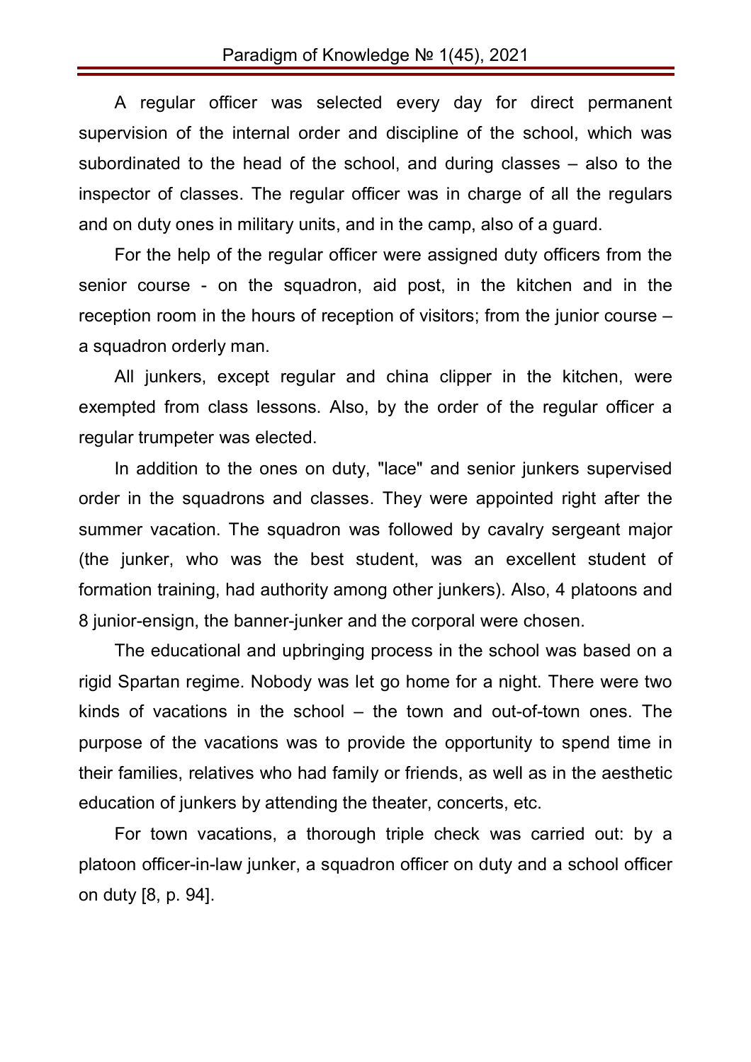A regular officer was selected every day for direct permanent supervision of the internal order and discipline of the school, which was subordinated to the head of the school, and during classes – also to the inspector of classes. The regular officer was in charge of all the regulars and on duty ones in military units, and in the camp, also of a guard.

For the help of the regular officer were assigned duty officers from the senior course - on the squadron, aid post, in the kitchen and in the reception room in the hours of reception of visitors; from the junior course – a squadron orderly man.

All junkers, except regular and china clipper in the kitchen, were exempted from class lessons. Also, by the order of the regular officer a regular trumpeter was elected.

In addition to the ones on duty, "lace" and senior junkers supervised order in the squadrons and classes. They were appointed right after the summer vacation. The squadron was followed by cavalry sergeant major (the junker, who was the best student, was an excellent student of formation training, had authority among other junkers). Also, 4 platoons and 8 junior-ensign, the banner-junker and the corporal were chosen.

The educational and upbringing process in the school was based on a rigid Spartan regime. Nobody was let go home for a night. There were two kinds of vacations in the school – the town and out-of-town ones. The purpose of the vacations was to provide the opportunity to spend time in their families, relatives who had family or friends, as well as in the aesthetic education of junkers by attending the theater, concerts, etc.

For town vacations, a thorough triple check was carried out: by a platoon officer-in-law junker, a squadron officer on duty and a school officer on duty [8, p. 94].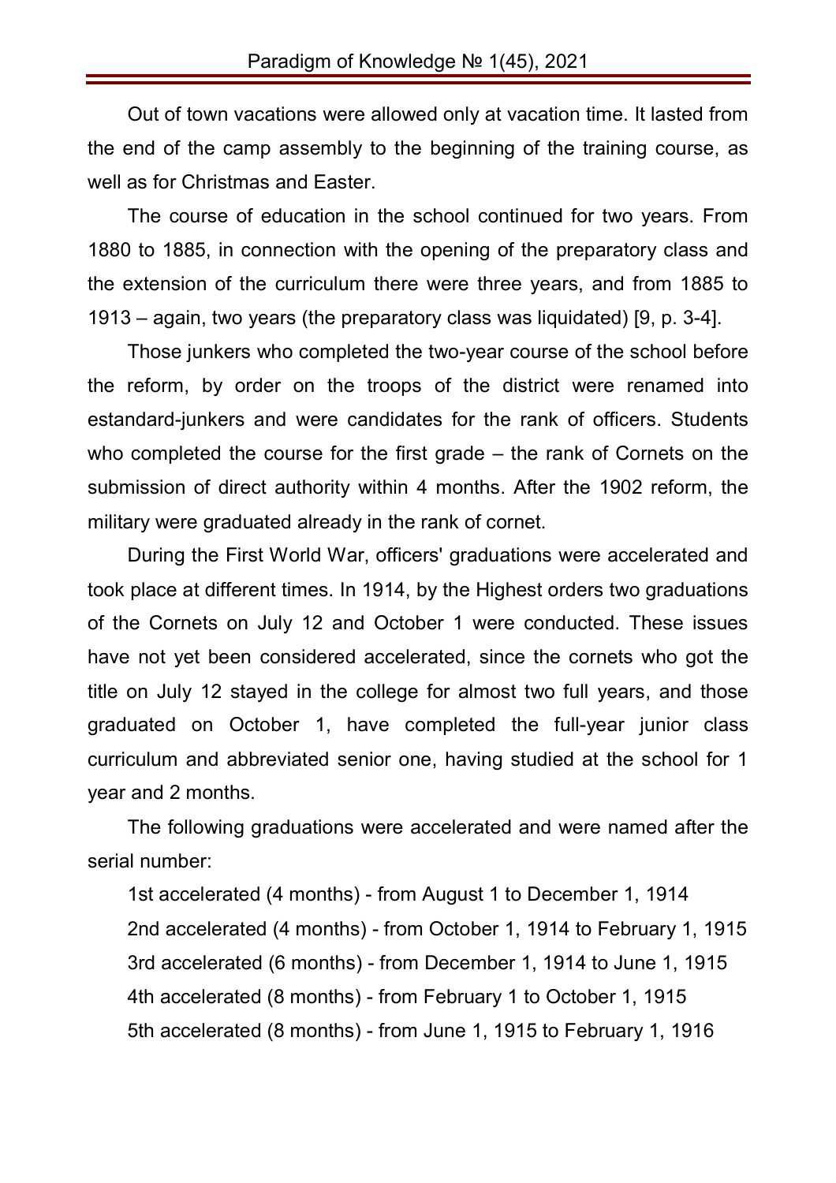Out of town vacations were allowed only at vacation time. It lasted from the end of the camp assembly to the beginning of the training course, as well as for Christmas and Easter.

The course of education in the school continued for two years. From 1880 to 1885, in connection with the opening of the preparatory class and the extension of the curriculum there were three years, and from 1885 to 1913 – again, two years (the preparatory class was liquidated) [9, p. 3-4].

Those junkers who completed the two-year course of the school before the reform, by order on the troops of the district were renamed into estandard-junkers and were candidates for the rank of officers. Students who completed the course for the first grade – the rank of Cornets on the submission of direct authority within 4 months. After the 1902 reform, the military were graduated already in the rank of cornet.

During the First World War, officers' graduations were accelerated and took place at different times. In 1914, by the Highest orders two graduations of the Cornets on July 12 and October 1 were conducted. These issues have not yet been considered accelerated, since the cornets who got the title on July 12 stayed in the college for almost two full years, and those graduated on October 1, have completed the full-year junior class curriculum and abbreviated senior one, having studied at the school for 1 year and 2 months.

The following graduations were accelerated and were named after the serial number:

1st accelerated (4 months) - from August 1 to December 1, 1914

2nd accelerated (4 months) - from October 1, 1914 to February 1, 1915

3rd accelerated (6 months) - from December 1, 1914 to June 1, 1915

4th accelerated (8 months) - from February 1 to October 1, 1915

5th accelerated (8 months) - from June 1, 1915 to February 1, 1916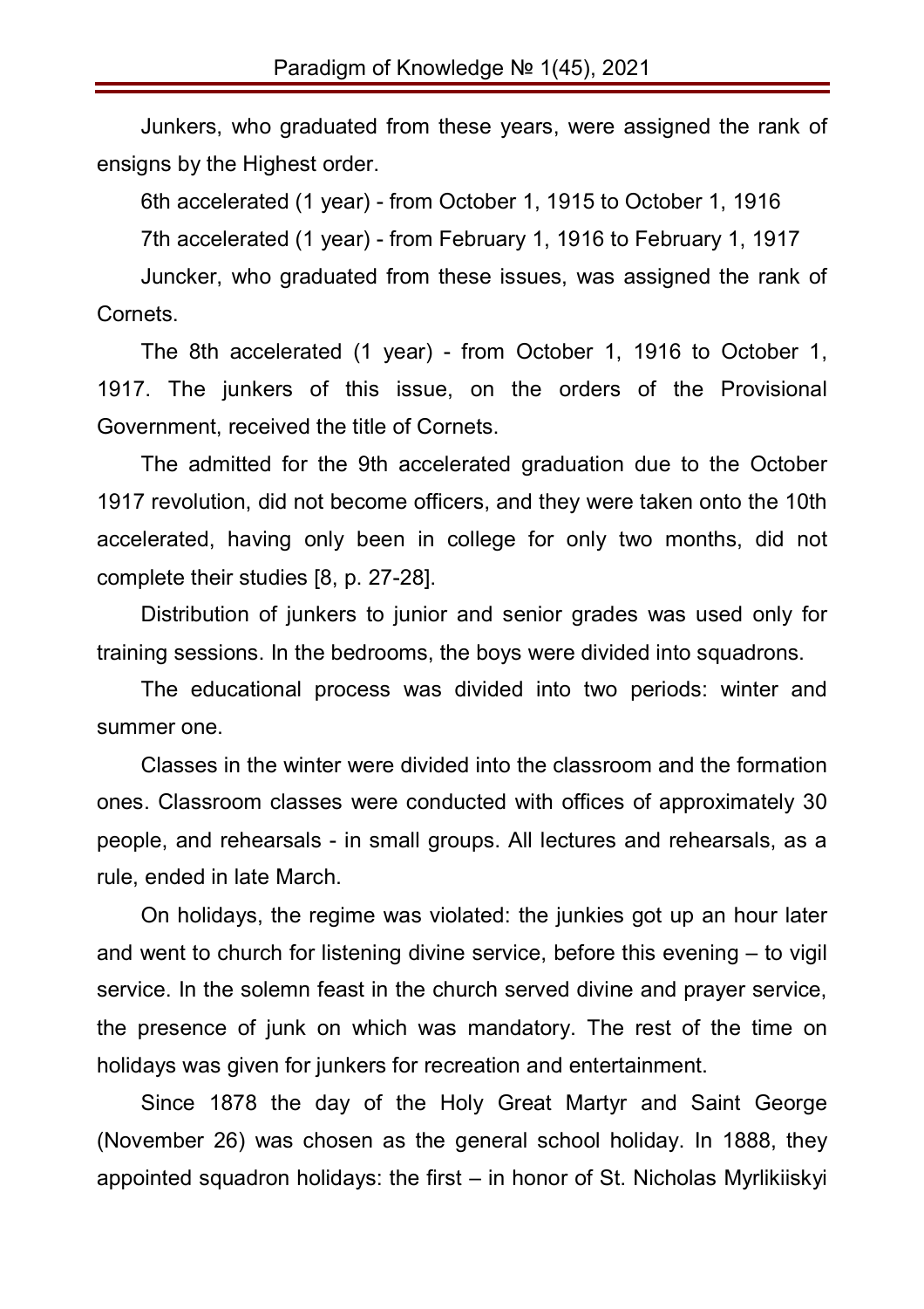Junkers, who graduated from these years, were assigned the rank of ensigns by the Highest order.

6th accelerated (1 year) - from October 1, 1915 to October 1, 1916

7th accelerated (1 year) - from February 1, 1916 to February 1, 1917

Juncker, who graduated from these issues, was assigned the rank of Cornets.

The 8th accelerated (1 year) - from October 1, 1916 to October 1, 1917. The junkers of this issue, on the orders of the Provisional Government, received the title of Cornets.

The admitted for the 9th accelerated graduation due to the October 1917 revolution, did not become officers, and they were taken onto the 10th accelerated, having only been in college for only two months, did not complete their studies [8, p. 27-28].

Distribution of junkers to junior and senior grades was used only for training sessions. In the bedrooms, the boys were divided into squadrons.

The educational process was divided into two periods: winter and summer one.

Classes in the winter were divided into the classroom and the formation ones. Classroom classes were conducted with offices of approximately 30 people, and rehearsals - in small groups. All lectures and rehearsals, as a rule, ended in late March.

On holidays, the regime was violated: the junkies got up an hour later and went to church for listening divine service, before this evening – to vigil service. In the solemn feast in the church served divine and prayer service, the presence of junk on which was mandatory. The rest of the time on holidays was given for junkers for recreation and entertainment.

Since 1878 the day of the Holy Great Martyr and Saint George (November 26) was chosen as the general school holiday. In 1888, they appointed squadron holidays: the first – in honor of St. Nicholas Myrlikiiskyi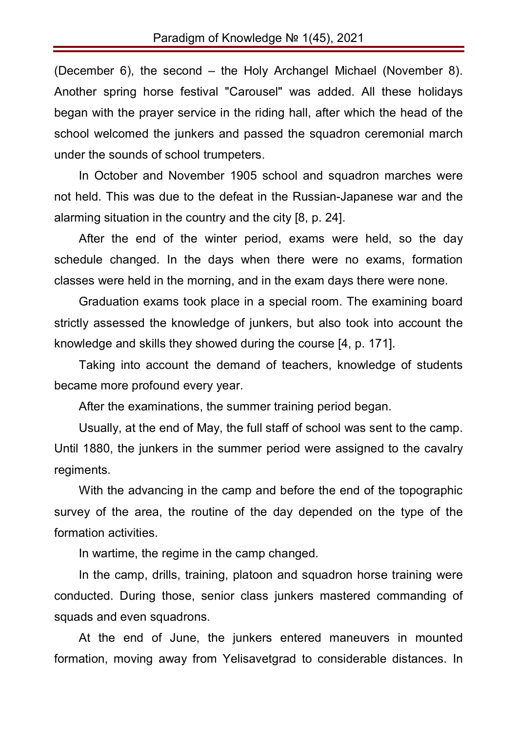(December 6), the second – the Holy Archangel Michael (November 8). Another spring horse festival "Carousel" was added. All these holidays began with the prayer service in the riding hall, after which the head of the school welcomed the junkers and passed the squadron ceremonial march under the sounds of school trumpeters.

In October and November 1905 school and squadron marches were not held. This was due to the defeat in the Russian-Japanese war and the alarming situation in the country and the city [8, p. 24].

After the end of the winter period, exams were held, so the day schedule changed. In the days when there were no exams, formation classes were held in the morning, and in the exam days there were none.

Graduation exams took place in a special room. The examining board strictly assessed the knowledge of junkers, but also took into account the knowledge and skills they showed during the course [4, p. 171].

Taking into account the demand of teachers, knowledge of students became more profound every year.

After the examinations, the summer training period began.

Usually, at the end of May, the full staff of school was sent to the camp. Until 1880, the junkers in the summer period were assigned to the cavalry regiments.

With the advancing in the camp and before the end of the topographic survey of the area, the routine of the day depended on the type of the formation activities.

In wartime, the regime in the camp changed.

In the camp, drills, training, platoon and squadron horse training were conducted. During those, senior class junkers mastered commanding of squads and even squadrons.

At the end of June, the junkers entered maneuvers in mounted formation, moving away from Yelisavetgrad to considerable distances. In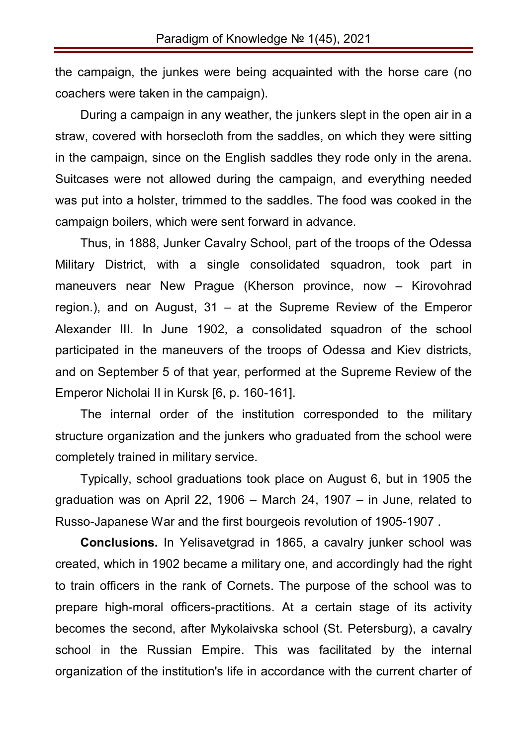the campaign, the junkes were being acquainted with the horse care (no coachers were taken in the campaign).

During a campaign in any weather, the junkers slept in the open air in a straw, covered with horsecloth from the saddles, on which they were sitting in the campaign, since on the English saddles they rode only in the arena. Suitcases were not allowed during the campaign, and everything needed was put into a holster, trimmed to the saddles. The food was cooked in the campaign boilers, which were sent forward in advance.

Thus, in 1888, Junker Cavalry School, part of the troops of the Odessa Military District, with a single consolidated squadron, took part in maneuvers near New Prague (Kherson province, now – Kirovohrad region.), and on August, 31 – at the Supreme Review of the Emperor Alexander III. In June 1902, a consolidated squadron of the school participated in the maneuvers of the troops of Odessa and Kiev districts, and on September 5 of that year, performed at the Supreme Review of the Emperor Nicholai II in Kursk [6, p. 160-161].

The internal order of the institution corresponded to the military structure organization and the junkers who graduated from the school were completely trained in military service.

Typically, school graduations took place on August 6, but in 1905 the graduation was on April 22, 1906 – March 24, 1907 – in June, related to Russo-Japanese War and the first bourgeois revolution of 1905-1907 .

**Conclusions.** In Yelisavetgrad in 1865, a cavalry junker school was created, which in 1902 became a military one, and accordingly had the right to train officers in the rank of Cornets. The purpose of the school was to prepare high-moral officers-practitions. At a certain stage of its activity becomes the second, after Mykolaivska school (St. Petersburg), a cavalry school in the Russian Empire. This was facilitated by the internal organization of the institution's life in accordance with the current charter of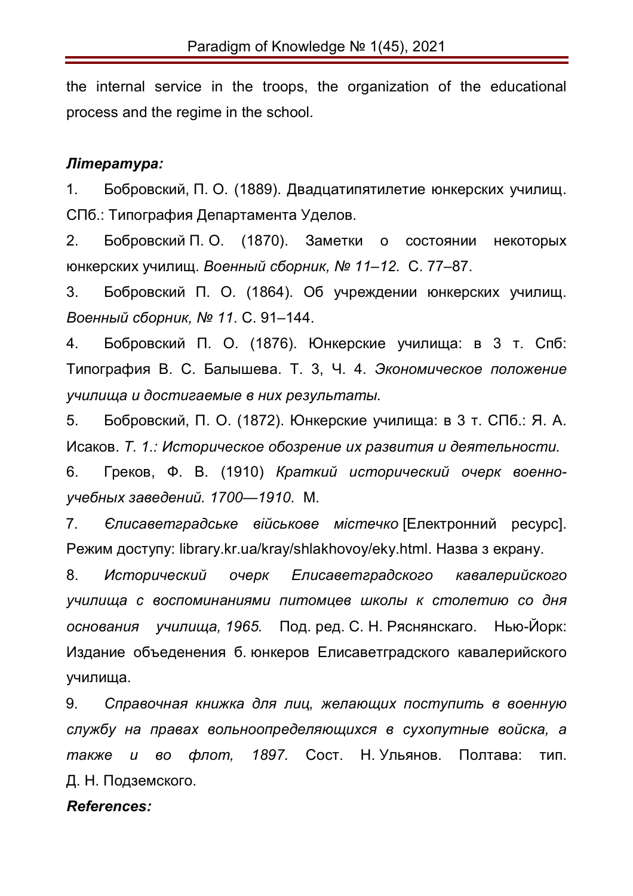the internal service in the troops, the organization of the educational process and the regime in the school.

***Література:***

1. Бобровский, П. О. (1889). Двадцатипятилетие юнкерских училищ. СПб.: Типография Департамента Уделов.
2. Бобровский П. О. (1870). Заметки о состоянии некоторых юнкерских училищ. *Военный сборник, № 11–12*. С. 77–87.
3. Бобровский П. О. (1864). Об учреждении юнкерских училищ. *Военный сборник, № 11*. С. 91–144.
4. Бобровский П. О. (1876). Юнкерские училища: в 3 т. Спб: Типография В. С. Балышева. Т. 3, Ч. 4. *Экономическое положение училища и достигаемые в них результаты.*
5. Бобровский, П. О. (1872). Юнкерские училища: в 3 т. СПб.: Я. А. Исаков. *Т. 1.: Историческое обозрение их развития и деятельности.*
6. Греков, Ф. В. (1910) *Краткий исторический очерк военно-учебных заведений. 1700—1910*. М.
7. *Єлисаветградське військове містечко* [Електронний ресурс]. Режим доступу: library.kr.ua/kray/shlakhovoy/eky.html. Назва з екрану.
8. *Исторический очерк Елисаветградского кавалерийского училища с воспоминаниями питомцев школы к столетию со дня основания училища, 1965.* Под. ред. С. Н. Ряснянскаго. Нью-Йорк: Издание объеденения б. юнкеров Елисаветградского кавалерийского училища.
9. *Справочная книжка для лиц, желающих поступить в военную службу на правах вольноопределяющихся в сухопутные войска, а также и во флот, 1897.* Сост. Н. Ульянов. Полтава: тип. Д. Н. Подземского.

***References:***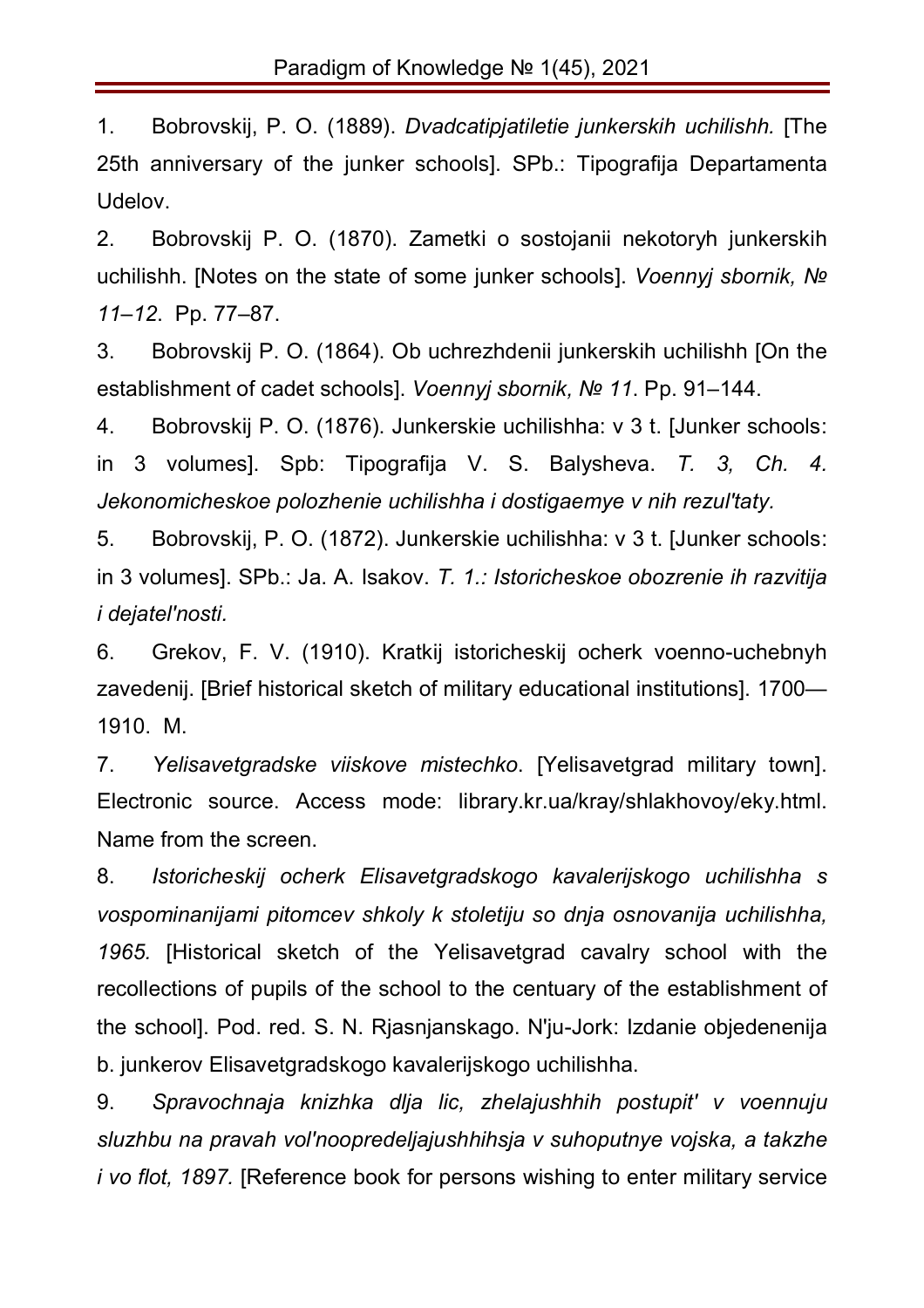1. Bobrovskij, P. O. (1889). *Dvadcatipjatiletie junkerskih uchilishh.* [The 25th anniversary of the junker schools]. SPb.: Tipografija Departamenta Udelov.

2. Bobrovskij P. O. (1870). Zametki o sostojanii nekotoryh junkerskih uchilishh. [Notes on the state of some junker schools]. *Voennyj sbornik, № 11–12*. Pp. 77–87.

3. Bobrovskij P. O. (1864). Ob uchrezhdenii junkerskih uchilishh [On the establishment of cadet schools]. *Voennyj sbornik, № 11*. Pp. 91–144.

4. Bobrovskij P. O. (1876). Junkerskie uchilishha: v 3 t. [Junker schools: in 3 volumes]. Spb: Tipografija V. S. Balysheva. *T. 3, Ch. 4. Jekonomicheskoe polozhenie uchilishha i dostigaemye v nih rezul'taty.*

5. Bobrovskij, P. O. (1872). Junkerskie uchilishha: v 3 t. [Junker schools: in 3 volumes]. SPb.: Ja. A. Isakov. *T. 1.: Istoricheskoe obozrenie ih razvitija i dejatel'nosti.*

6. Grekov, F. V. (1910). Kratkij istoricheskij ocherk voenno-uchebnyh zavedenij. [Brief historical sketch of military educational institutions]. 1700—1910. M.

7. *Yelisavetgradske viiskove mistechko*. [Yelisavetgrad military town]. Electronic source. Access mode: library.kr.ua/kray/shlakhovoy/eky.html. Name from the screen.

8. *Istoricheskij ocherk Elisavetgradskogo kavalerijskogo uchilishha s vospominanijami pitomcev shkoly k stoletiju so dnja osnovanija uchilishha, 1965.* [Historical sketch of the Yelisavetgrad cavalry school with the recollections of pupils of the school to the centuary of the establishment of the school]. Pod. red. S. N. Rjasnjanskago. N'ju-Jork: Izdanie objedenenija b. junkerov Elisavetgradskogo kavalerijskogo uchilishha.

9. *Spravochnaja knizhka dlja lic, zhelajushhih postupit' v voennuju sluzhbu na pravah vol'noopredeljajushhihsja v suhoputnye vojska, a takzhe i vo flot, 1897.* [Reference book for persons wishing to enter military service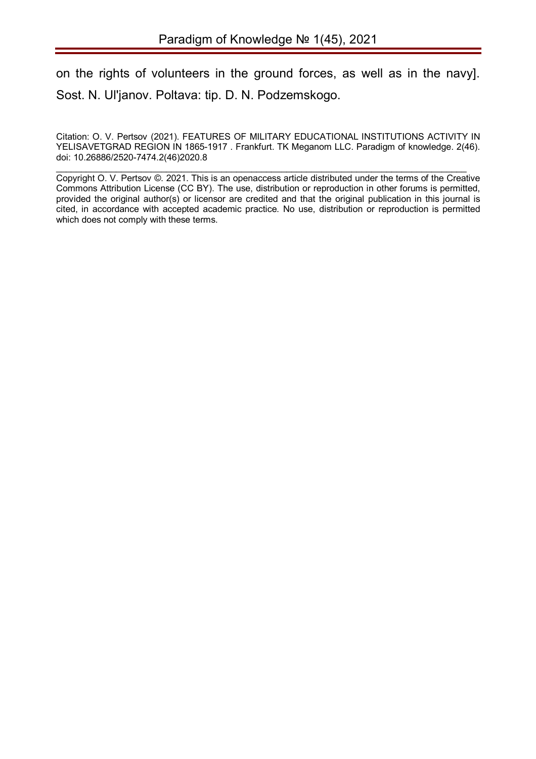on the rights of volunteers in the ground forces, as well as in the navy]. Sost. N. Ul'janov. Poltava: tip. D. N. Podzemskogo.

Citation: O. V. Pertsov (2021). FEATURES OF MILITARY EDUCATIONAL INSTITUTIONS ACTIVITY IN YELISAVETGRAD REGION IN 1865-1917 . Frankfurt. TK Meganom LLC. Paradigm of knowledge. 2(46). doi: 10.26886/2520-7474.2(46)2020.8

---

Copyright O. V. Pertsov ©. 2021. This is an openaccess article distributed under the terms of the Creative Commons Attribution License (CC BY). The use, distribution or reproduction in other forums is permitted, provided the original author(s) or licensor are credited and that the original publication in this journal is cited, in accordance with accepted academic practice. No use, distribution or reproduction is permitted which does not comply with these terms.